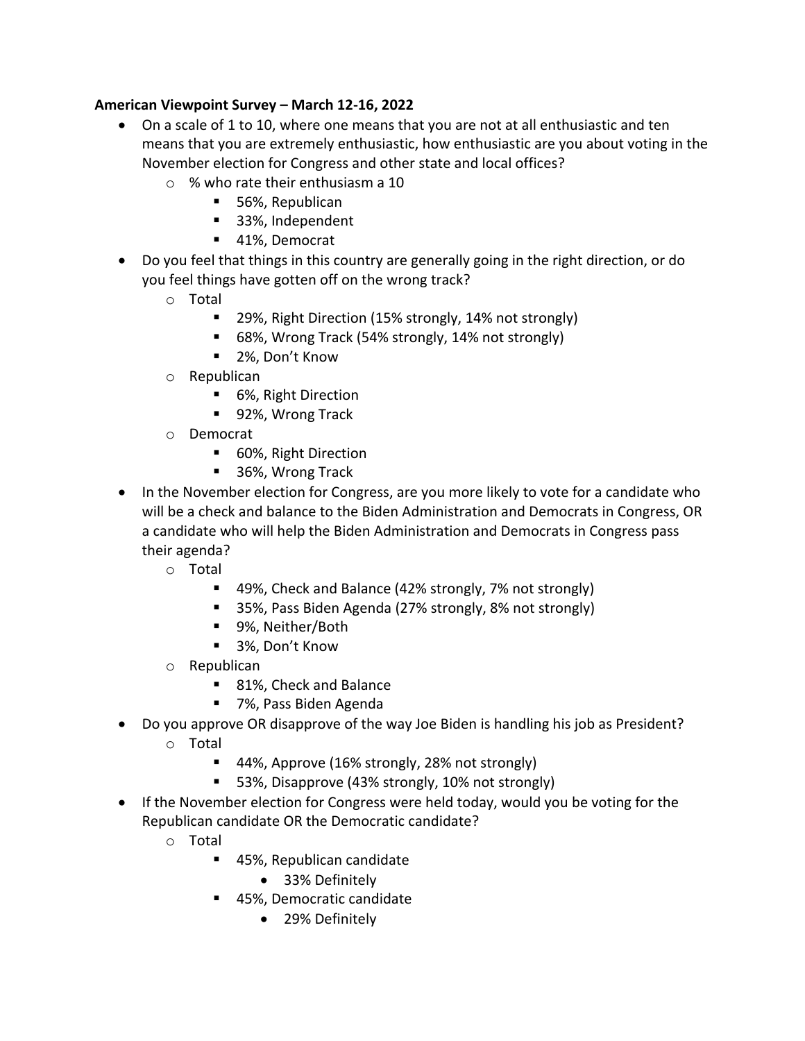**American Viewpoint Survey – March 12-16, 2022**

- On a scale of 1 to 10, where one means that you are not at all enthusiastic and ten means that you are extremely enthusiastic, how enthusiastic are you about voting in the November election for Congress and other state and local offices?
  - % who rate their enthusiasm a 10
    - 56%, Republican
    - 33%, Independent
    - 41%, Democrat
- Do you feel that things in this country are generally going in the right direction, or do you feel things have gotten off on the wrong track?
  - Total
    - 29%, Right Direction (15% strongly, 14% not strongly)
    - 68%, Wrong Track (54% strongly, 14% not strongly)
    - 2%, Don't Know
  - Republican
    - 6%, Right Direction
    - 92%, Wrong Track
  - Democrat
    - 60%, Right Direction
    - 36%, Wrong Track
- In the November election for Congress, are you more likely to vote for a candidate who will be a check and balance to the Biden Administration and Democrats in Congress, OR a candidate who will help the Biden Administration and Democrats in Congress pass their agenda?
  - Total
    - 49%, Check and Balance (42% strongly, 7% not strongly)
    - 35%, Pass Biden Agenda (27% strongly, 8% not strongly)
    - 9%, Neither/Both
    - 3%, Don't Know
  - Republican
    - 81%, Check and Balance
    - 7%, Pass Biden Agenda
- Do you approve OR disapprove of the way Joe Biden is handling his job as President?
  - Total
    - 44%, Approve (16% strongly, 28% not strongly)
    - 53%, Disapprove (43% strongly, 10% not strongly)
- If the November election for Congress were held today, would you be voting for the Republican candidate OR the Democratic candidate?
  - Total
    - 45%, Republican candidate
      - 33% Definitely
    - 45%, Democratic candidate
      - 29% Definitely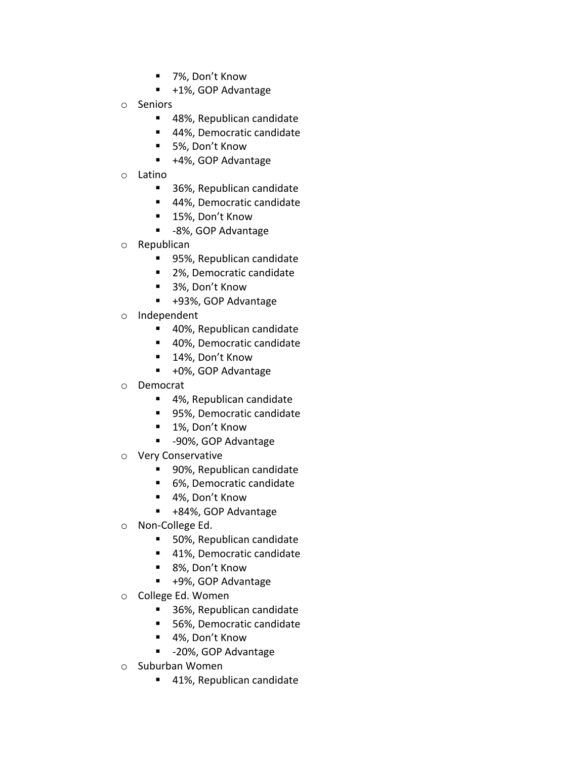- 7%, Don't Know
    - +1%, GOP Advantage
- Seniors
    - 48%, Republican candidate
    - 44%, Democratic candidate
    - 5%, Don't Know
    - +4%, GOP Advantage
- Latino
    - 36%, Republican candidate
    - 44%, Democratic candidate
    - 15%, Don't Know
    - -8%, GOP Advantage
- Republican
    - 95%, Republican candidate
    - 2%, Democratic candidate
    - 3%, Don't Know
    - +93%, GOP Advantage
- Independent
    - 40%, Republican candidate
    - 40%, Democratic candidate
    - 14%, Don't Know
    - +0%, GOP Advantage
- Democrat
    - 4%, Republican candidate
    - 95%, Democratic candidate
    - 1%, Don't Know
    - -90%, GOP Advantage
- Very Conservative
    - 90%, Republican candidate
    - 6%, Democratic candidate
    - 4%, Don't Know
    - +84%, GOP Advantage
- Non-College Ed.
    - 50%, Republican candidate
    - 41%, Democratic candidate
    - 8%, Don't Know
    - +9%, GOP Advantage
- College Ed. Women
    - 36%, Republican candidate
    - 56%, Democratic candidate
    - 4%, Don't Know
    - -20%, GOP Advantage
- Suburban Women
    - 41%, Republican candidate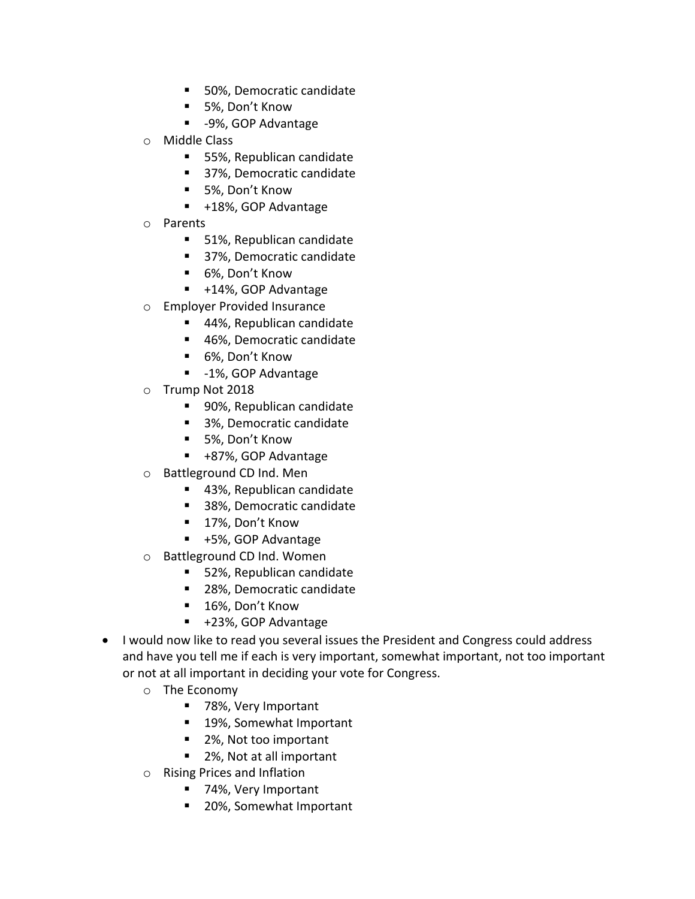- 50%, Democratic candidate
        - 5%, Don't Know
        - -9%, GOP Advantage
    - Middle Class
        - 55%, Republican candidate
        - 37%, Democratic candidate
        - 5%, Don't Know
        - +18%, GOP Advantage
    - Parents
        - 51%, Republican candidate
        - 37%, Democratic candidate
        - 6%, Don't Know
        - +14%, GOP Advantage
    - Employer Provided Insurance
        - 44%, Republican candidate
        - 46%, Democratic candidate
        - 6%, Don't Know
        - -1%, GOP Advantage
    - Trump Not 2018
        - 90%, Republican candidate
        - 3%, Democratic candidate
        - 5%, Don't Know
        - +87%, GOP Advantage
    - Battleground CD Ind. Men
        - 43%, Republican candidate
        - 38%, Democratic candidate
        - 17%, Don't Know
        - +5%, GOP Advantage
    - Battleground CD Ind. Women
        - 52%, Republican candidate
        - 28%, Democratic candidate
        - 16%, Don't Know
        - +23%, GOP Advantage
- I would now like to read you several issues the President and Congress could address and have you tell me if each is very important, somewhat important, not too important or not at all important in deciding your vote for Congress.
    - The Economy
        - 78%, Very Important
        - 19%, Somewhat Important
        - 2%, Not too important
        - 2%, Not at all important
    - Rising Prices and Inflation
        - 74%, Very Important
        - 20%, Somewhat Important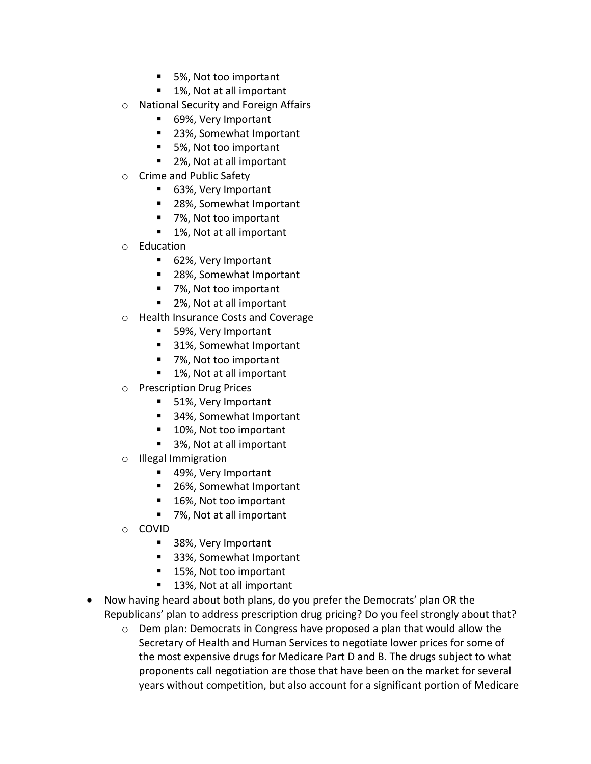- 5%, Not too important
    - 1%, Not at all important
  - National Security and Foreign Affairs
    - 69%, Very Important
    - 23%, Somewhat Important
    - 5%, Not too important
    - 2%, Not at all important
  - Crime and Public Safety
    - 63%, Very Important
    - 28%, Somewhat Important
    - 7%, Not too important
    - 1%, Not at all important
  - Education
    - 62%, Very Important
    - 28%, Somewhat Important
    - 7%, Not too important
    - 2%, Not at all important
  - Health Insurance Costs and Coverage
    - 59%, Very Important
    - 31%, Somewhat Important
    - 7%, Not too important
    - 1%, Not at all important
  - Prescription Drug Prices
    - 51%, Very Important
    - 34%, Somewhat Important
    - 10%, Not too important
    - 3%, Not at all important
  - Illegal Immigration
    - 49%, Very Important
    - 26%, Somewhat Important
    - 16%, Not too important
    - 7%, Not at all important
  - COVID
    - 38%, Very Important
    - 33%, Somewhat Important
    - 15%, Not too important
    - 13%, Not at all important
- Now having heard about both plans, do you prefer the Democrats' plan OR the Republicans' plan to address prescription drug pricing? Do you feel strongly about that?
  - Dem plan: Democrats in Congress have proposed a plan that would allow the Secretary of Health and Human Services to negotiate lower prices for some of the most expensive drugs for Medicare Part D and B. The drugs subject to what proponents call negotiation are those that have been on the market for several years without competition, but also account for a significant portion of Medicare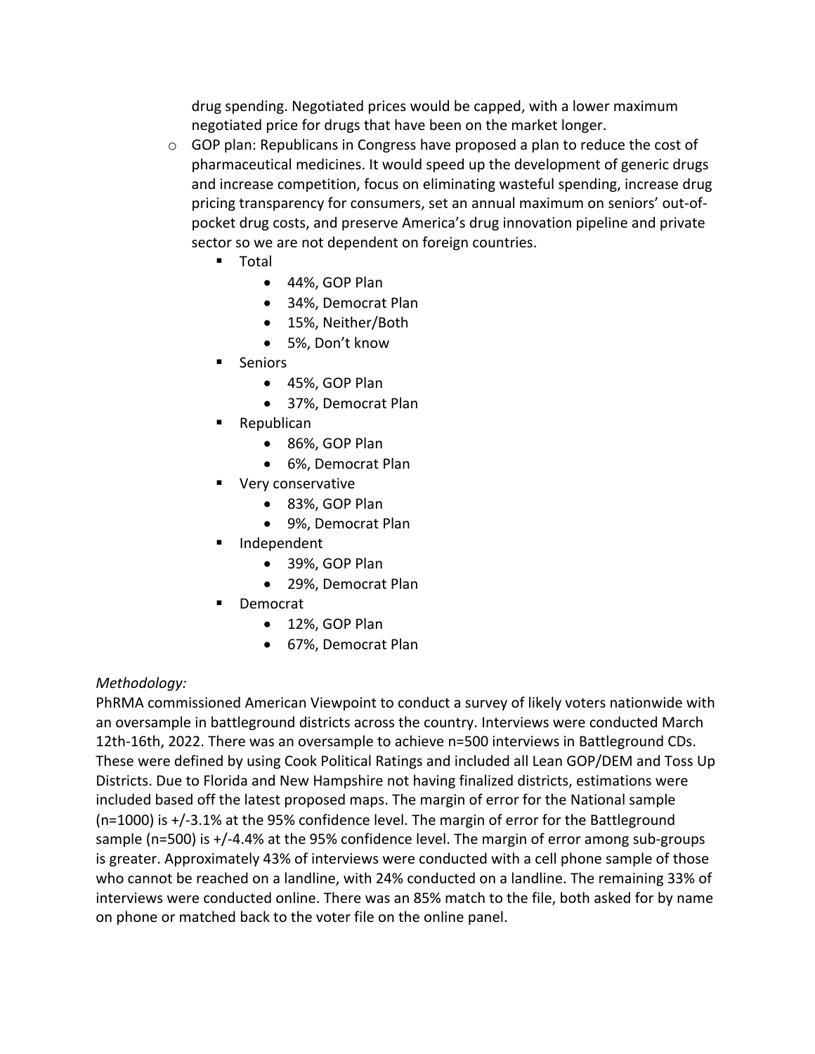drug spending. Negotiated prices would be capped, with a lower maximum negotiated price for drugs that have been on the market longer.

- GOP plan: Republicans in Congress have proposed a plan to reduce the cost of pharmaceutical medicines. It would speed up the development of generic drugs and increase competition, focus on eliminating wasteful spending, increase drug pricing transparency for consumers, set an annual maximum on seniors' out-of-pocket drug costs, and preserve America's drug innovation pipeline and private sector so we are not dependent on foreign countries.
  - Total
    - 44%, GOP Plan
    - 34%, Democrat Plan
    - 15%, Neither/Both
    - 5%, Don't know
  - Seniors
    - 45%, GOP Plan
    - 37%, Democrat Plan
  - Republican
    - 86%, GOP Plan
    - 6%, Democrat Plan
  - Very conservative
    - 83%, GOP Plan
    - 9%, Democrat Plan
  - Independent
    - 39%, GOP Plan
    - 29%, Democrat Plan
  - Democrat
    - 12%, GOP Plan
    - 67%, Democrat Plan

*Methodology:*

PhRMA commissioned American Viewpoint to conduct a survey of likely voters nationwide with an oversample in battleground districts across the country. Interviews were conducted March 12th-16th, 2022. There was an oversample to achieve n=500 interviews in Battleground CDs. These were defined by using Cook Political Ratings and included all Lean GOP/DEM and Toss Up Districts. Due to Florida and New Hampshire not having finalized districts, estimations were included based off the latest proposed maps. The margin of error for the National sample (n=1000) is +/-3.1% at the 95% confidence level. The margin of error for the Battleground sample (n=500) is +/-4.4% at the 95% confidence level. The margin of error among sub-groups is greater. Approximately 43% of interviews were conducted with a cell phone sample of those who cannot be reached on a landline, with 24% conducted on a landline. The remaining 33% of interviews were conducted online. There was an 85% match to the file, both asked for by name on phone or matched back to the voter file on the online panel.